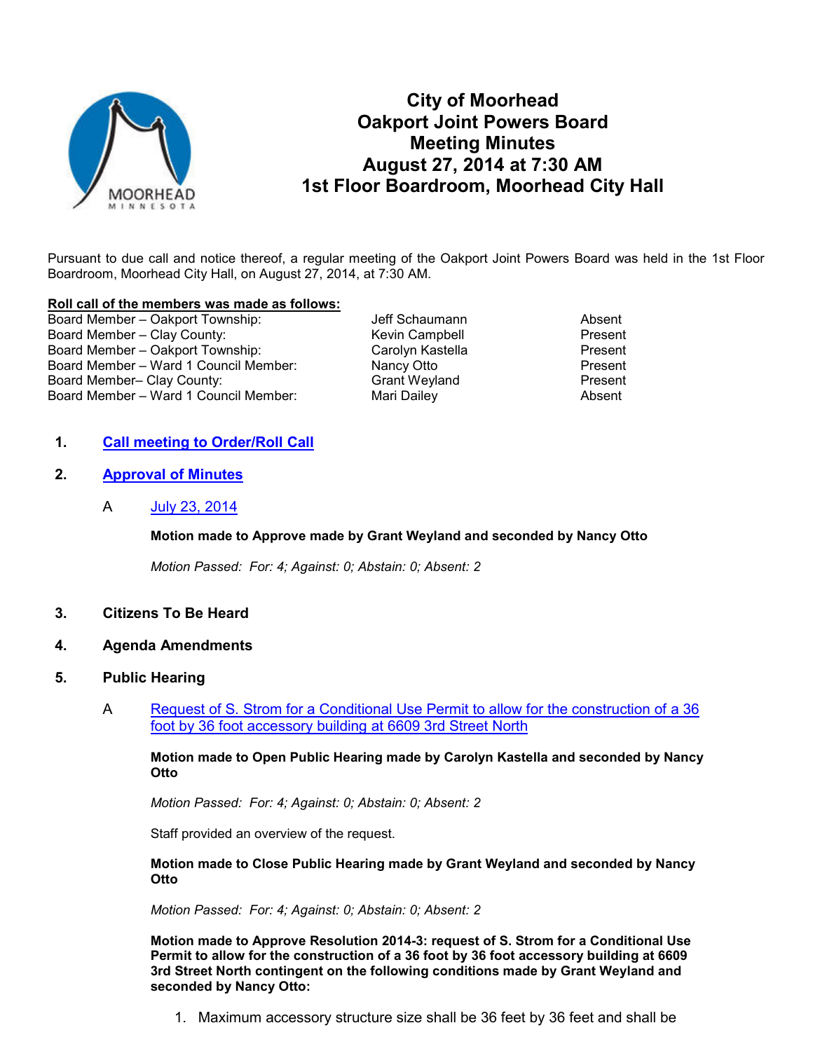# City of Moorhead
# Oakport Joint Powers Board
# Meeting Minutes
# August 27, 2014 at 7:30 AM
# 1st Floor Boardroom, Moorhead City Hall

Pursuant to due call and notice thereof, a regular meeting of the Oakport Joint Powers Board was held in the 1st Floor Boardroom, Moorhead City Hall, on August 27, 2014, at 7:30 AM.

**Roll call of the members was made as follows:**

| | | |
|---|---|---|
| Board Member – Oakport Township: | Jeff Schaumann | Absent |
| Board Member – Clay County: | Kevin Campbell | Present |
| Board Member – Oakport Township: | Carolyn Kastella | Present |
| Board Member – Ward 1 Council Member: | Nancy Otto | Present |
| Board Member– Clay County: | Grant Weyland | Present |
| Board Member – Ward 1 Council Member: | Mari Dailey | Absent |

1. **Call meeting to Order/Roll Call**

2. **Approval of Minutes**

   A July 23, 2014

   **Motion made to Approve made by Grant Weyland and seconded by Nancy Otto**

   *Motion Passed: For: 4; Against: 0; Abstain: 0; Absent: 2*

3. **Citizens To Be Heard**

4. **Agenda Amendments**

5. **Public Hearing**

   A Request of S. Strom for a Conditional Use Permit to allow for the construction of a 36 foot by 36 foot accessory building at 6609 3rd Street North

   **Motion made to Open Public Hearing made by Carolyn Kastella and seconded by Nancy Otto**

   *Motion Passed: For: 4; Against: 0; Abstain: 0; Absent: 2*

   Staff provided an overview of the request.

   **Motion made to Close Public Hearing made by Grant Weyland and seconded by Nancy Otto**

   *Motion Passed: For: 4; Against: 0; Abstain: 0; Absent: 2*

   **Motion made to Approve Resolution 2014-3: request of S. Strom for a Conditional Use Permit to allow for the construction of a 36 foot by 36 foot accessory building at 6609 3rd Street North contingent on the following conditions made by Grant Weyland and seconded by Nancy Otto:**

   1. Maximum accessory structure size shall be 36 feet by 36 feet and shall be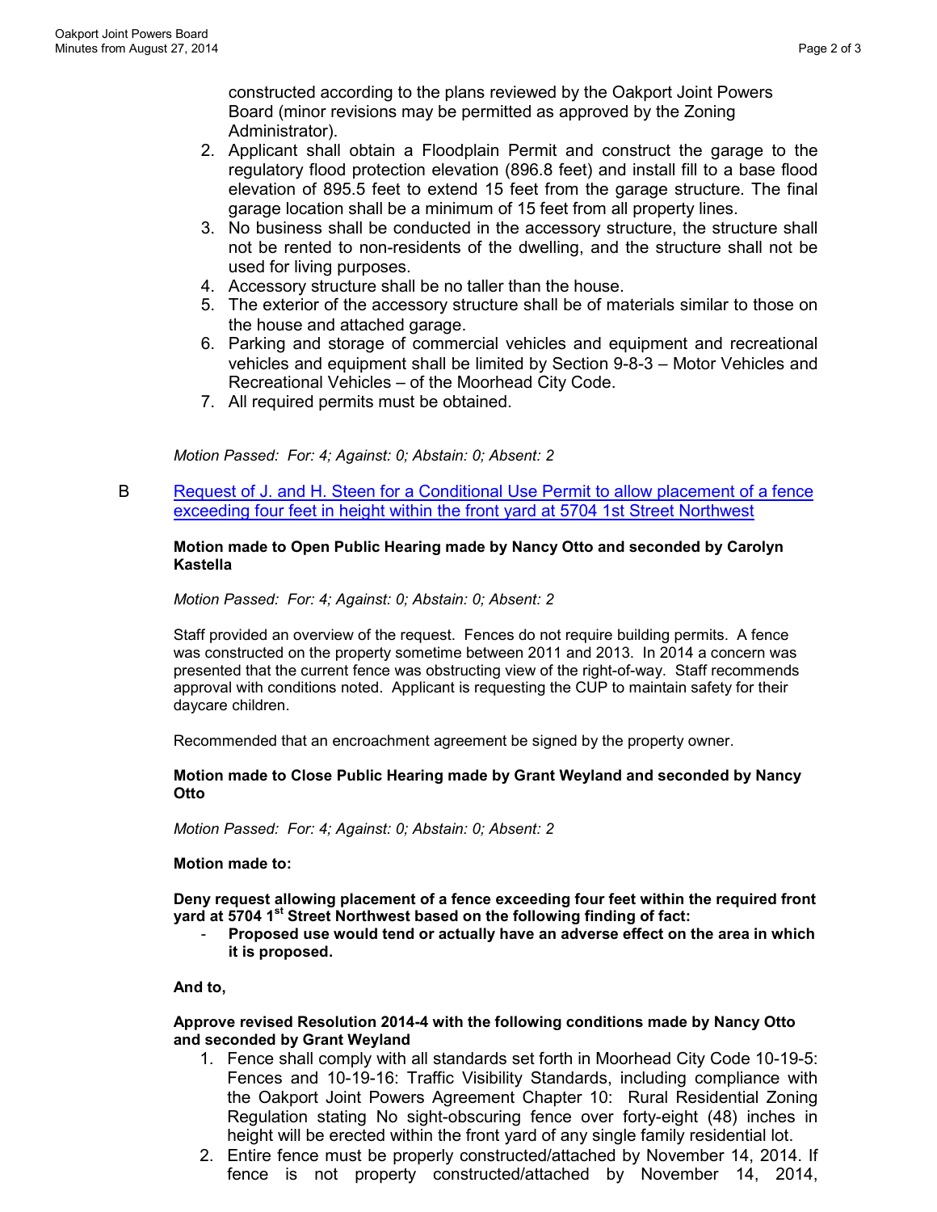constructed according to the plans reviewed by the Oakport Joint Powers Board (minor revisions may be permitted as approved by the Zoning Administrator).

2. Applicant shall obtain a Floodplain Permit and construct the garage to the regulatory flood protection elevation (896.8 feet) and install fill to a base flood elevation of 895.5 feet to extend 15 feet from the garage structure. The final garage location shall be a minimum of 15 feet from all property lines.
3. No business shall be conducted in the accessory structure, the structure shall not be rented to non-residents of the dwelling, and the structure shall not be used for living purposes.
4. Accessory structure shall be no taller than the house.
5. The exterior of the accessory structure shall be of materials similar to those on the house and attached garage.
6. Parking and storage of commercial vehicles and equipment and recreational vehicles and equipment shall be limited by Section 9-8-3 – Motor Vehicles and Recreational Vehicles – of the Moorhead City Code.
7. All required permits must be obtained.

*Motion Passed: For: 4; Against: 0; Abstain: 0; Absent: 2*

B Request of J. and H. Steen for a Conditional Use Permit to allow placement of a fence exceeding four feet in height within the front yard at 5704 1st Street Northwest

**Motion made to Open Public Hearing made by Nancy Otto and seconded by Carolyn Kastella**

*Motion Passed: For: 4; Against: 0; Abstain: 0; Absent: 2*

Staff provided an overview of the request. Fences do not require building permits. A fence was constructed on the property sometime between 2011 and 2013. In 2014 a concern was presented that the current fence was obstructing view of the right-of-way. Staff recommends approval with conditions noted. Applicant is requesting the CUP to maintain safety for their daycare children.

Recommended that an encroachment agreement be signed by the property owner.

**Motion made to Close Public Hearing made by Grant Weyland and seconded by Nancy Otto**

*Motion Passed: For: 4; Against: 0; Abstain: 0; Absent: 2*

**Motion made to:**

**Deny request allowing placement of a fence exceeding four feet within the required front yard at 5704 1st Street Northwest based on the following finding of fact:**

- **Proposed use would tend or actually have an adverse effect on the area in which it is proposed.**

**And to,**

**Approve revised Resolution 2014-4 with the following conditions made by Nancy Otto and seconded by Grant Weyland**

1. Fence shall comply with all standards set forth in Moorhead City Code 10-19-5: Fences and 10-19-16: Traffic Visibility Standards, including compliance with the Oakport Joint Powers Agreement Chapter 10: Rural Residential Zoning Regulation stating No sight-obscuring fence over forty-eight (48) inches in height will be erected within the front yard of any single family residential lot.
2. Entire fence must be properly constructed/attached by November 14, 2014. If fence is not property constructed/attached by November 14, 2014,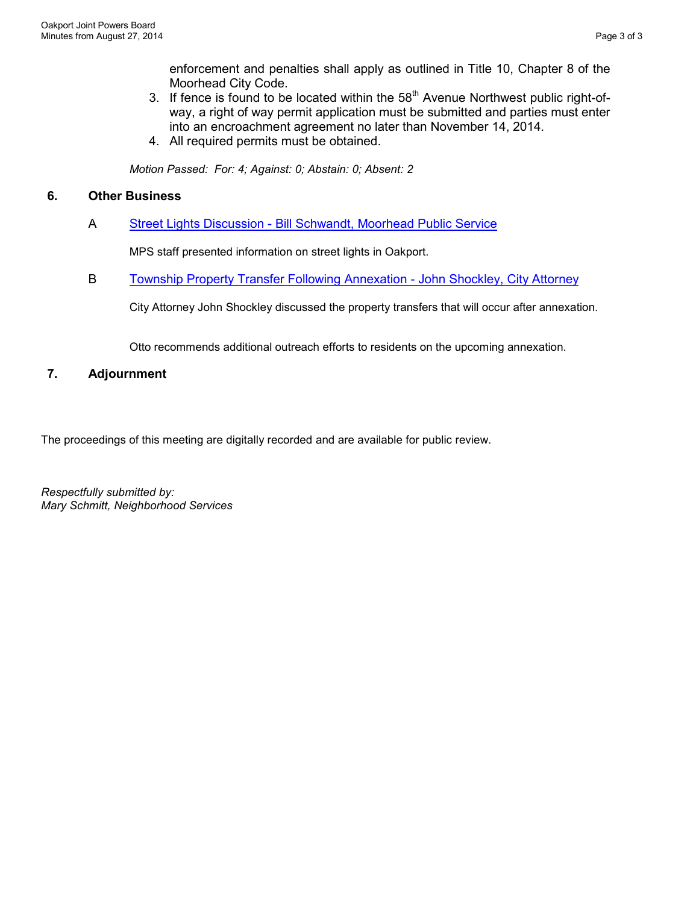enforcement and penalties shall apply as outlined in Title 10, Chapter 8 of the Moorhead City Code.

3. If fence is found to be located within the 58th Avenue Northwest public right-of-way, a right of way permit application must be submitted and parties must enter into an encroachment agreement no later than November 14, 2014.
4. All required permits must be obtained.

*Motion Passed: For: 4; Against: 0; Abstain: 0; Absent: 2*

## 6. Other Business

A [Street Lights Discussion - Bill Schwandt, Moorhead Public Service]

MPS staff presented information on street lights in Oakport.

B [Township Property Transfer Following Annexation - John Shockley, City Attorney]

City Attorney John Shockley discussed the property transfers that will occur after annexation.

Otto recommends additional outreach efforts to residents on the upcoming annexation.

## 7. Adjournment

The proceedings of this meeting are digitally recorded and are available for public review.

*Respectfully submitted by:*
*Mary Schmitt, Neighborhood Services*